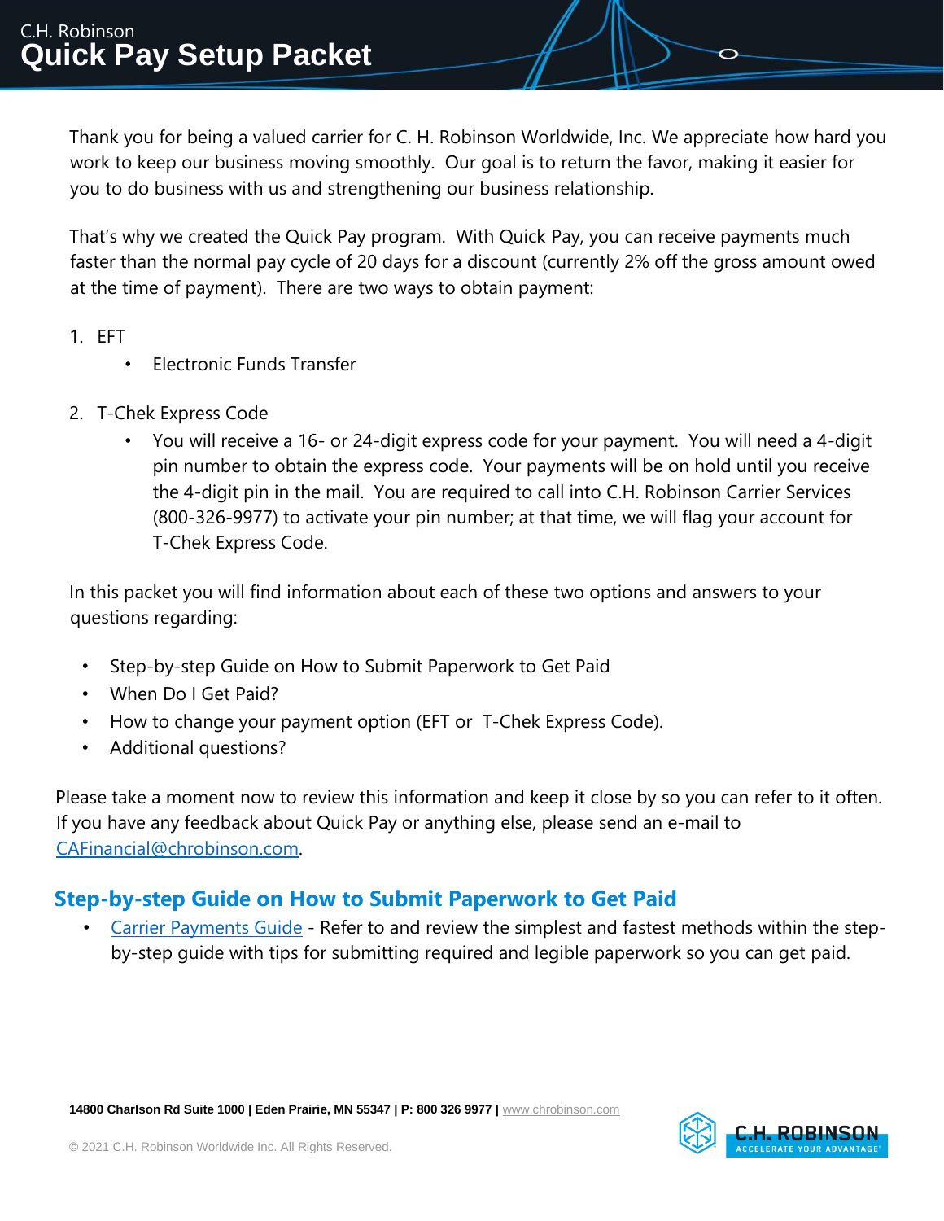C.H. Robinson

# Quick Pay Setup Packet

Thank you for being a valued carrier for C. H. Robinson Worldwide, Inc. We appreciate how hard you work to keep our business moving smoothly. Our goal is to return the favor, making it easier for you to do business with us and strengthening our business relationship.

That's why we created the Quick Pay program. With Quick Pay, you can receive payments much faster than the normal pay cycle of 20 days for a discount (currently 2% off the gross amount owed at the time of payment). There are two ways to obtain payment:

1. EFT
   - Electronic Funds Transfer
2. T-Chek Express Code
   - You will receive a 16- or 24-digit express code for your payment. You will need a 4-digit pin number to obtain the express code. Your payments will be on hold until you receive the 4-digit pin in the mail. You are required to call into C.H. Robinson Carrier Services (800-326-9977) to activate your pin number; at that time, we will flag your account for T-Chek Express Code.

In this packet you will find information about each of these two options and answers to your questions regarding:

- Step-by-step Guide on How to Submit Paperwork to Get Paid
- When Do I Get Paid?
- How to change your payment option (EFT or T-Chek Express Code).
- Additional questions?

Please take a moment now to review this information and keep it close by so you can refer to it often. If you have any feedback about Quick Pay or anything else, please send an e-mail to CAFinancial@chrobinson.com.

## Step-by-step Guide on How to Submit Paperwork to Get Paid

- Carrier Payments Guide - Refer to and review the simplest and fastest methods within the step-by-step guide with tips for submitting required and legible paperwork so you can get paid.

**14800 Charlson Rd Suite 1000 | Eden Prairie, MN 55347 | P: 800 326 9977 |** www.chrobinson.com

© 2021 C.H. Robinson Worldwide Inc. All Rights Reserved.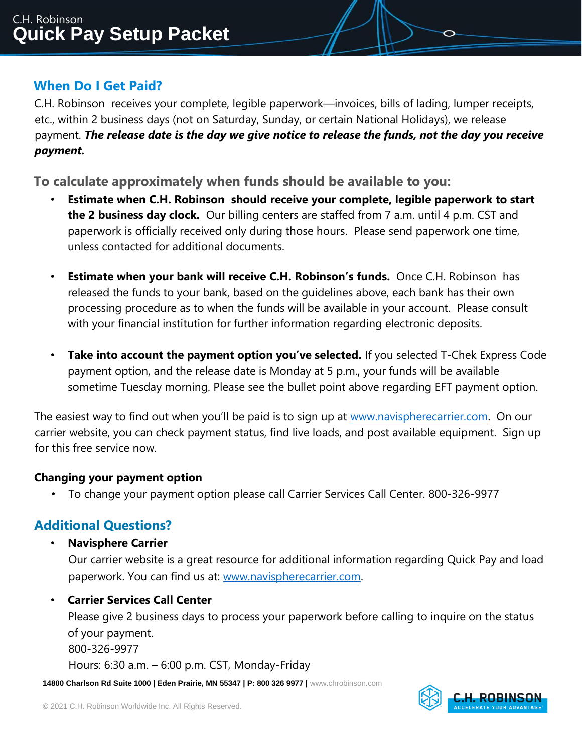# When Do I Get Paid?

C.H. Robinson receives your complete, legible paperwork—invoices, bills of lading, lumper receipts, etc., within 2 business days (not on Saturday, Sunday, or certain National Holidays), we release payment. ***The release date is the day we give notice to release the funds, not the day you receive payment.***

## To calculate approximately when funds should be available to you:

- **Estimate when C.H. Robinson should receive your complete, legible paperwork to start the 2 business day clock.** Our billing centers are staffed from 7 a.m. until 4 p.m. CST and paperwork is officially received only during those hours. Please send paperwork one time, unless contacted for additional documents.

- **Estimate when your bank will receive C.H. Robinson's funds.** Once C.H. Robinson has released the funds to your bank, based on the guidelines above, each bank has their own processing procedure as to when the funds will be available in your account. Please consult with your financial institution for further information regarding electronic deposits.

- **Take into account the payment option you've selected.** If you selected T-Chek Express Code payment option, and the release date is Monday at 5 p.m., your funds will be available sometime Tuesday morning. Please see the bullet point above regarding EFT payment option.

The easiest way to find out when you'll be paid is to sign up at [www.navispherecarrier.com](http://www.navispherecarrier.com). On our carrier website, you can check payment status, find live loads, and post available equipment. Sign up for this free service now.

### Changing your payment option

- To change your payment option please call Carrier Services Call Center. 800-326-9977

# Additional Questions?

- **Navisphere Carrier**
  Our carrier website is a great resource for additional information regarding Quick Pay and load paperwork. You can find us at: [www.navispherecarrier.com](http://www.navispherecarrier.com).

- **Carrier Services Call Center**
  Please give 2 business days to process your paperwork before calling to inquire on the status of your payment.
  800-326-9977
  Hours: 6:30 a.m. – 6:00 p.m. CST, Monday-Friday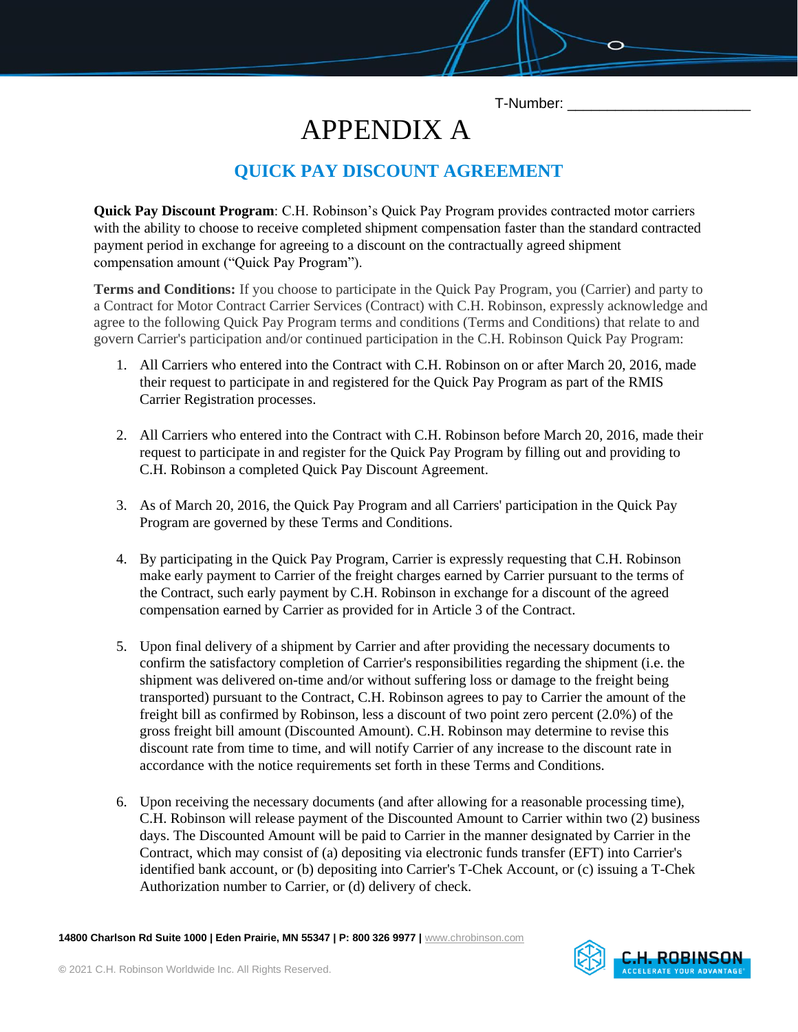T-Number: ______________________

# APPENDIX A

## QUICK PAY DISCOUNT AGREEMENT

**Quick Pay Discount Program**: C.H. Robinson's Quick Pay Program provides contracted motor carriers with the ability to choose to receive completed shipment compensation faster than the standard contracted payment period in exchange for agreeing to a discount on the contractually agreed shipment compensation amount ("Quick Pay Program").

**Terms and Conditions:** If you choose to participate in the Quick Pay Program, you (Carrier) and party to a Contract for Motor Contract Carrier Services (Contract) with C.H. Robinson, expressly acknowledge and agree to the following Quick Pay Program terms and conditions (Terms and Conditions) that relate to and govern Carrier's participation and/or continued participation in the C.H. Robinson Quick Pay Program:

1. All Carriers who entered into the Contract with C.H. Robinson on or after March 20, 2016, made their request to participate in and registered for the Quick Pay Program as part of the RMIS Carrier Registration processes.

2. All Carriers who entered into the Contract with C.H. Robinson before March 20, 2016, made their request to participate in and register for the Quick Pay Program by filling out and providing to C.H. Robinson a completed Quick Pay Discount Agreement.

3. As of March 20, 2016, the Quick Pay Program and all Carriers' participation in the Quick Pay Program are governed by these Terms and Conditions.

4. By participating in the Quick Pay Program, Carrier is expressly requesting that C.H. Robinson make early payment to Carrier of the freight charges earned by Carrier pursuant to the terms of the Contract, such early payment by C.H. Robinson in exchange for a discount of the agreed compensation earned by Carrier as provided for in Article 3 of the Contract.

5. Upon final delivery of a shipment by Carrier and after providing the necessary documents to confirm the satisfactory completion of Carrier's responsibilities regarding the shipment (i.e. the shipment was delivered on-time and/or without suffering loss or damage to the freight being transported) pursuant to the Contract, C.H. Robinson agrees to pay to Carrier the amount of the freight bill as confirmed by Robinson, less a discount of two point zero percent (2.0%) of the gross freight bill amount (Discounted Amount). C.H. Robinson may determine to revise this discount rate from time to time, and will notify Carrier of any increase to the discount rate in accordance with the notice requirements set forth in these Terms and Conditions.

6. Upon receiving the necessary documents (and after allowing for a reasonable processing time), C.H. Robinson will release payment of the Discounted Amount to Carrier within two (2) business days. The Discounted Amount will be paid to Carrier in the manner designated by Carrier in the Contract, which may consist of (a) depositing via electronic funds transfer (EFT) into Carrier's identified bank account, or (b) depositing into Carrier's T-Chek Account, or (c) issuing a T-Chek Authorization number to Carrier, or (d) delivery of check.

**14800 Charlson Rd Suite 1000 | Eden Prairie, MN 55347 | P: 800 326 9977 |** www.chrobinson.com

© 2021 C.H. Robinson Worldwide Inc. All Rights Reserved.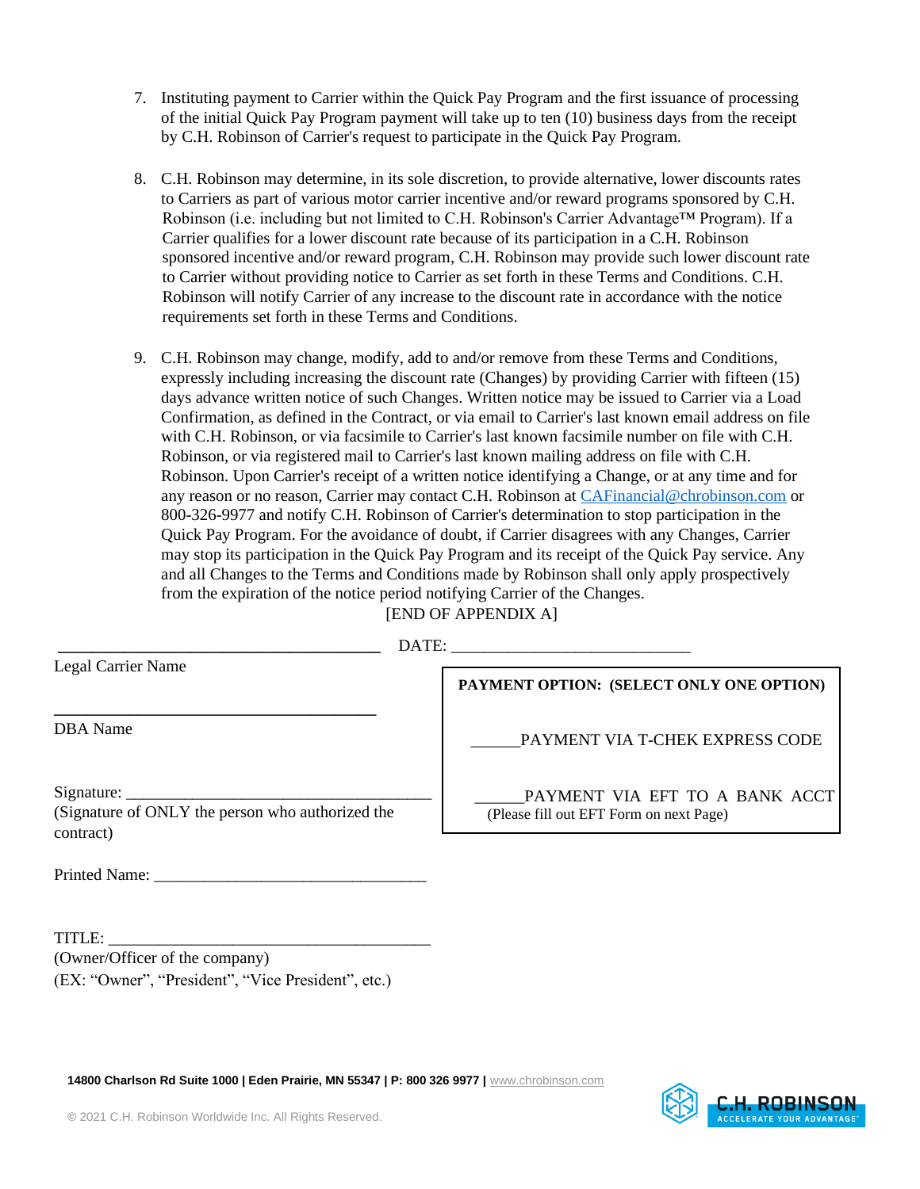7. Instituting payment to Carrier within the Quick Pay Program and the first issuance of processing of the initial Quick Pay Program payment will take up to ten (10) business days from the receipt by C.H. Robinson of Carrier's request to participate in the Quick Pay Program.

8. C.H. Robinson may determine, in its sole discretion, to provide alternative, lower discounts rates to Carriers as part of various motor carrier incentive and/or reward programs sponsored by C.H. Robinson (i.e. including but not limited to C.H. Robinson's Carrier Advantage™ Program). If a Carrier qualifies for a lower discount rate because of its participation in a C.H. Robinson sponsored incentive and/or reward program, C.H. Robinson may provide such lower discount rate to Carrier without providing notice to Carrier as set forth in these Terms and Conditions. C.H. Robinson will notify Carrier of any increase to the discount rate in accordance with the notice requirements set forth in these Terms and Conditions.

9. C.H. Robinson may change, modify, add to and/or remove from these Terms and Conditions, expressly including increasing the discount rate (Changes) by providing Carrier with fifteen (15) days advance written notice of such Changes. Written notice may be issued to Carrier via a Load Confirmation, as defined in the Contract, or via email to Carrier's last known email address on file with C.H. Robinson, or via facsimile to Carrier's last known facsimile number on file with C.H. Robinson, or via registered mail to Carrier's last known mailing address on file with C.H. Robinson. Upon Carrier's receipt of a written notice identifying a Change, or at any time and for any reason or no reason, Carrier may contact C.H. Robinson at CAFinancial@chrobinson.com or 800-326-9977 and notify C.H. Robinson of Carrier's determination to stop participation in the Quick Pay Program. For the avoidance of doubt, if Carrier disagrees with any Changes, Carrier may stop its participation in the Quick Pay Program and its receipt of the Quick Pay service. Any and all Changes to the Terms and Conditions made by Robinson shall only apply prospectively from the expiration of the notice period notifying Carrier of the Changes.

[END OF APPENDIX A]

______________________________________ DATE: ____________________________

Legal Carrier Name

______________________________________

DBA Name

Signature: ____________________________________

(Signature of ONLY the person who authorized the contract)

Printed Name: _________________________________

TITLE: ________________________________________

(Owner/Officer of the company)

(EX: "Owner", "President", "Vice President", etc.)

**PAYMENT OPTION: (SELECT ONLY ONE OPTION)**

______PAYMENT VIA T-CHEK EXPRESS CODE

______PAYMENT VIA EFT TO A BANK ACCT
(Please fill out EFT Form on next Page)

**14800 Charlson Rd Suite 1000 | Eden Prairie, MN 55347 | P: 800 326 9977 |** www.chrobinson.com

© 2021 C.H. Robinson Worldwide Inc. All Rights Reserved.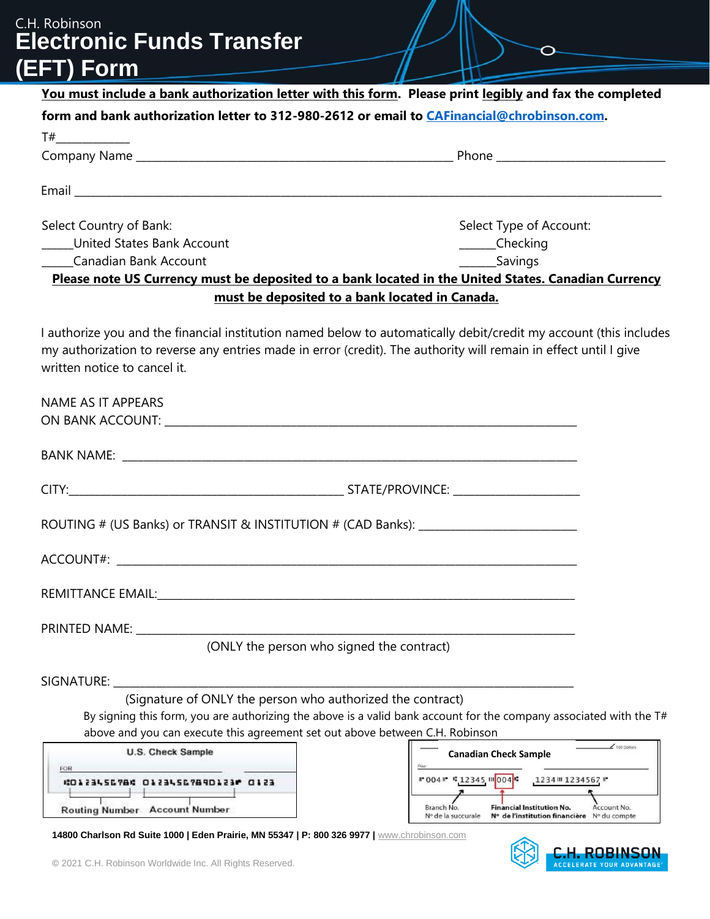C.H. Robinson

# Electronic Funds Transfer (EFT) Form

**You must include a bank authorization letter with this form. Please print legibly and fax the completed form and bank authorization letter to 312-980-2612 or email to CAFinancial@chrobinson.com.**

T#____________

Company Name ________________________________________________ Phone __________________________

Email ____________________________________________________________________________________________

Select Country of Bank:

_____United States Bank Account

_____Canadian Bank Account

Select Type of Account:

______Checking

______Savings

**Please note US Currency must be deposited to a bank located in the United States. Canadian Currency must be deposited to a bank located in Canada.**

I authorize you and the financial institution named below to automatically debit/credit my account (this includes my authorization to reverse any entries made in error (credit). The authority will remain in effect until I give written notice to cancel it.

NAME AS IT APPEARS ON BANK ACCOUNT: ______________________________________________________________

BANK NAME: ______________________________________________________________________

CITY:_____________________________________________ STATE/PROVINCE: ____________________

ROUTING # (US Banks) or TRANSIT & INSTITUTION # (CAD Banks): ________________________

ACCOUNT#: ______________________________________________________________________

REMITTANCE EMAIL:_______________________________________________________________

PRINTED NAME: ___________________________________________________________________

(ONLY the person who signed the contract)

SIGNATURE: ______________________________________________________________________

(Signature of ONLY the person who authorized the contract)

By signing this form, you are authorizing the above is a valid bank account for the company associated with the T# above and you can execute this agreement set out above between C.H. Robinson

U.S. Check Sample

FOR

⑆012345678⑆ 0123456789012⑈ 0123

Routing Number   Account Number

Canadian Check Sample

Pour

⑈004⑈ ⑆12345⑉004⑆ 1234⑉1234567⑈

Branch No. / Nº de la succursale

Financial Institution No. / Nº de l'institution financière

Account No. / Nº du compte

14800 Charlson Rd Suite 1000 | Eden Prairie, MN 55347 | P: 800 326 9977 | www.chrobinson.com

© 2021 C.H. Robinson Worldwide Inc. All Rights Reserved.

C.H. ROBINSON

ACCELERATE YOUR ADVANTAGE®